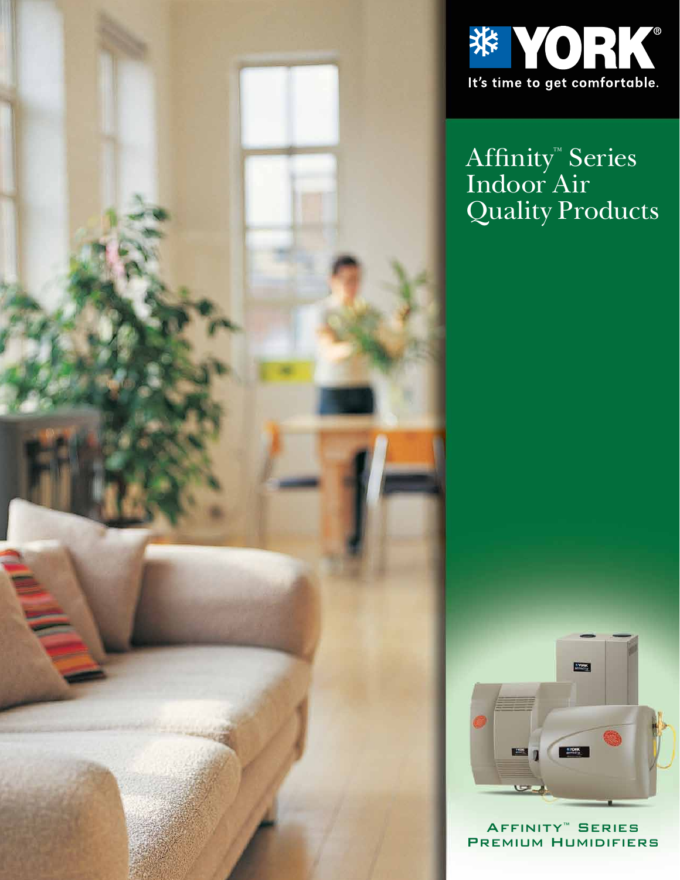YORK®

It's time to get comfortable.

# Affinity™ Series Indoor Air Quality Products

## Affinity™ Series Premium Humidifiers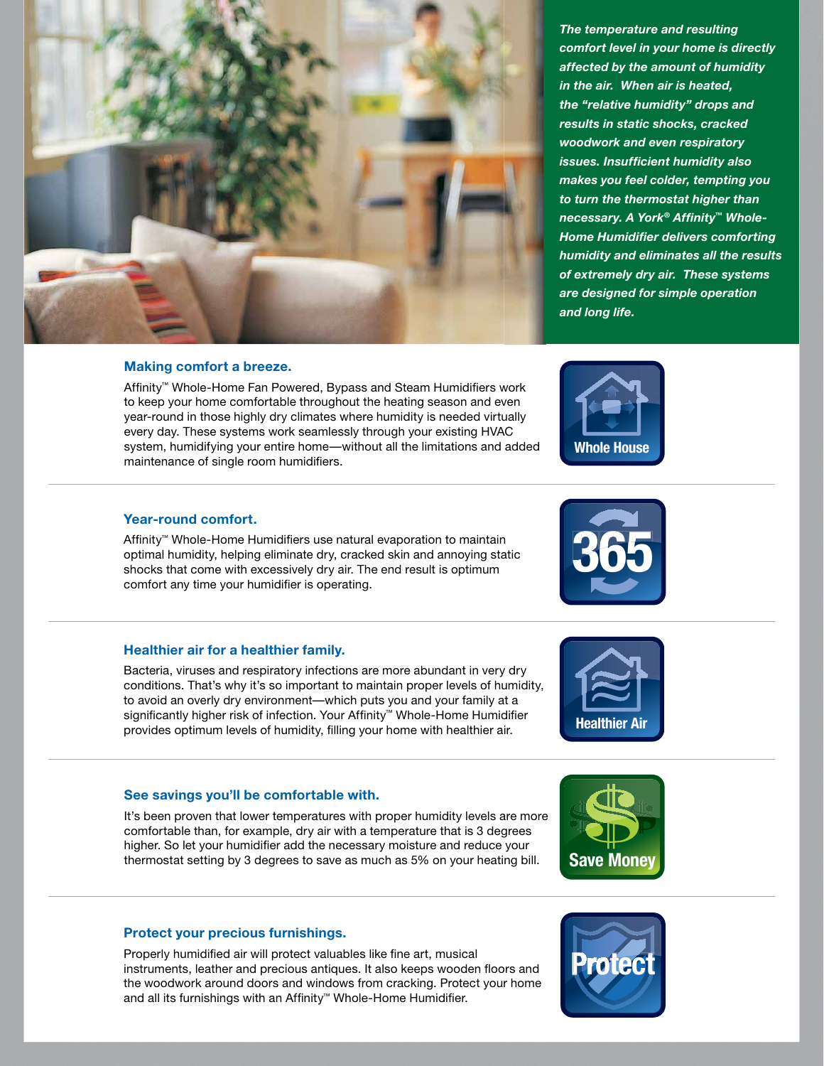***The temperature and resulting comfort level in your home is directly affected by the amount of humidity in the air. When air is heated, the "relative humidity" drops and results in static shocks, cracked woodwork and even respiratory issues. Insufficient humidity also makes you feel colder, tempting you to turn the thermostat higher than necessary. A York® Affinity™ Whole-Home Humidifier delivers comforting humidity and eliminates all the results of extremely dry air. These systems are designed for simple operation and long life.***

### Making comfort a breeze.

Affinity™ Whole-Home Fan Powered, Bypass and Steam Humidifiers work to keep your home comfortable throughout the heating season and even year-round in those highly dry climates where humidity is needed virtually every day. These systems work seamlessly through your existing HVAC system, humidifying your entire home—without all the limitations and added maintenance of single room humidifiers.

Whole House

### Year-round comfort.

Affinity™ Whole-Home Humidifiers use natural evaporation to maintain optimal humidity, helping eliminate dry, cracked skin and annoying static shocks that come with excessively dry air. The end result is optimum comfort any time your humidifier is operating.

365

### Healthier air for a healthier family.

Bacteria, viruses and respiratory infections are more abundant in very dry conditions. That's why it's so important to maintain proper levels of humidity, to avoid an overly dry environment—which puts you and your family at a significantly higher risk of infection. Your Affinity™ Whole-Home Humidifier provides optimum levels of humidity, filling your home with healthier air.

Healthier Air

### See savings you'll be comfortable with.

It's been proven that lower temperatures with proper humidity levels are more comfortable than, for example, dry air with a temperature that is 3 degrees higher. So let your humidifier add the necessary moisture and reduce your thermostat setting by 3 degrees to save as much as 5% on your heating bill.

Save Money

### Protect your precious furnishings.

Properly humidified air will protect valuables like fine art, musical instruments, leather and precious antiques. It also keeps wooden floors and the woodwork around doors and windows from cracking. Protect your home and all its furnishings with an Affinity™ Whole-Home Humidifier.

Protect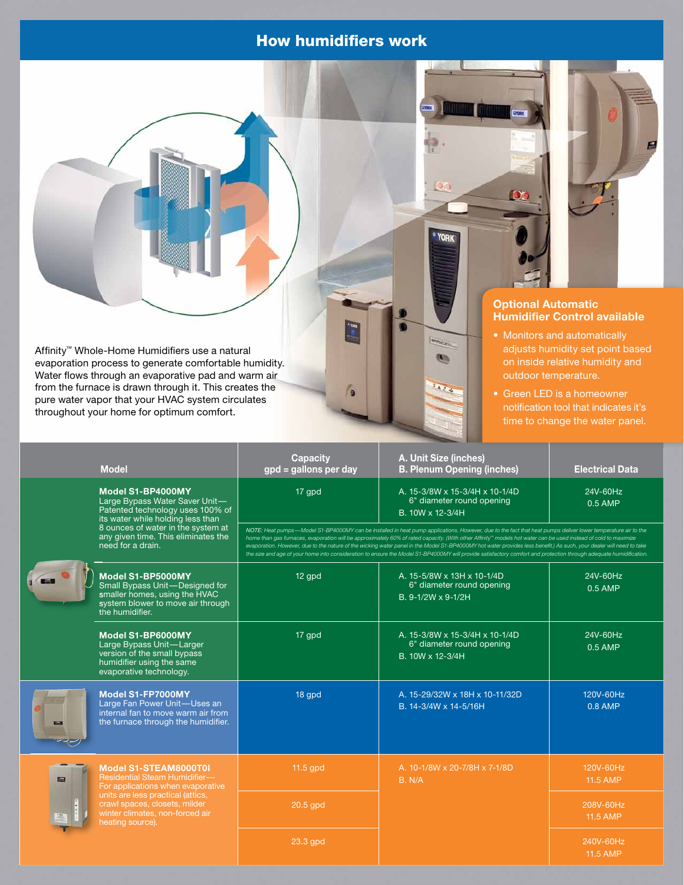# How humidifiers work

Affinity™ Whole-Home Humidifiers use a natural evaporation process to generate comfortable humidity. Water flows through an evaporative pad and warm air from the furnace is drawn through it. This creates the pure water vapor that your HVAC system circulates throughout your home for optimum comfort.

## Optional Automatic Humidifier Control available

- Monitors and automatically adjusts humidity set point based on inside relative humidity and outdoor temperature.
- Green LED is a homeowner notification tool that indicates it's time to change the water panel.

| Model | Capacity gpd = gallons per day | A. Unit Size (inches) B. Plenum Opening (inches) | Electrical Data |
|---|---|---|---|
| **Model S1-BP4000MY** Large Bypass Water Saver Unit—Patented technology uses 100% of its water while holding less than 8 ounces of water in the system at any given time. This eliminates the need for a drain. | 17 gpd | A. 15-3/8W x 15-3/4H x 10-1/4D 6" diameter round opening B. 10W x 12-3/4H | 24V-60Hz 0.5 AMP |
| | *NOTE: Heat pumps—Model S1-BP4000MY can be installed in heat pump applications. However, due to the fact that heat pumps deliver lower temperature air to the home than gas furnaces, evaporation will be approximately 60% of rated capacity. (With other Affinity™ models hot water can be used instead of cold to maximize evaporation. However, due to the nature of the wicking water panel in the Model S1-BP4000MY hot water provides less benefit.) As such, your dealer will need to take the size and age of your home into consideration to ensure the Model S1-BP4000MY will provide satisfactory comfort and protection through adequate humidification.* | | |
| **Model S1-BP5000MY** Small Bypass Unit—Designed for smaller homes, using the HVAC system blower to move air through the humidifier. | 12 gpd | A. 15-5/8W x 13H x 10-1/4D 6" diameter round opening B. 9-1/2W x 9-1/2H | 24V-60Hz 0.5 AMP |
| **Model S1-BP6000MY** Large Bypass Unit—Larger version of the small bypass humidifier using the same evaporative technology. | 17 gpd | A. 15-3/8W x 15-3/4H x 10-1/4D 6" diameter round opening B. 10W x 12-3/4H | 24V-60Hz 0.5 AMP |
| **Model S1-FP7000MY** Large Fan Power Unit—Uses an internal fan to move warm air from the furnace through the humidifier. | 18 gpd | A. 15-29/32W x 18H x 10-11/32D B. 14-3/4W x 14-5/16H | 120V-60Hz 0.8 AMP |
| **Model S1-STEAM8000T0I** Residential Steam Humidifier—For applications when evaporative units are less practical (attics, crawl spaces, closets, milder winter climates, non-forced air heating source). | 11.5 gpd | A. 10-1/8W x 20-7/8H x 7-1/8D B. N/A | 120V-60Hz 11.5 AMP |
| | 20.5 gpd | | 208V-60Hz 11.5 AMP |
| | 23.3 gpd | | 240V-60Hz 11.5 AMP |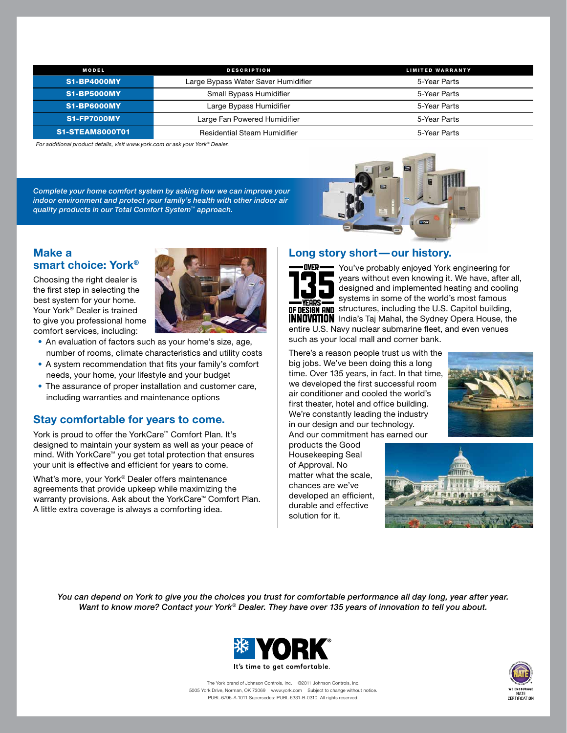| MODEL | DESCRIPTION | LIMITED WARRANTY |
|---|---|---|
| **S1-BP4000MY** | Large Bypass Water Saver Humidifier | 5-Year Parts |
| **S1-BP5000MY** | Small Bypass Humidifier | 5-Year Parts |
| **S1-BP6000MY** | Large Bypass Humidifier | 5-Year Parts |
| **S1-FP7000MY** | Large Fan Powered Humidifier | 5-Year Parts |
| **S1-STEAM8000T01** | Residential Steam Humidifier | 5-Year Parts |

*For additional product details, visit www.york.com or ask your York® Dealer.*

*Complete your home comfort system by asking how we can improve your indoor environment and protect your family's health with other indoor air quality products in our Total Comfort System™ approach.*

## Make a smart choice: York®

Choosing the right dealer is the first step in selecting the best system for your home. Your York® Dealer is trained to give you professional home comfort services, including:

- An evaluation of factors such as your home's size, age, number of rooms, climate characteristics and utility costs
- A system recommendation that fits your family's comfort needs, your home, your lifestyle and your budget
- The assurance of proper installation and customer care, including warranties and maintenance options

## Stay comfortable for years to come.

York is proud to offer the YorkCare™ Comfort Plan. It's designed to maintain your system as well as your peace of mind. With YorkCare™ you get total protection that ensures your unit is effective and efficient for years to come.

What's more, your York® Dealer offers maintenance agreements that provide upkeep while maximizing the warranty provisions. Ask about the YorkCare™ Comfort Plan. A little extra coverage is always a comforting idea.

## Long story short—our history.

OVER 135 YEARS OF DESIGN AND INNOVATION

You've probably enjoyed York engineering for years without even knowing it. We have, after all, designed and implemented heating and cooling systems in some of the world's most famous structures, including the U.S. Capitol building, India's Taj Mahal, the Sydney Opera House, the entire U.S. Navy nuclear submarine fleet, and even venues such as your local mall and corner bank.

There's a reason people trust us with the big jobs. We've been doing this a long time. Over 135 years, in fact. In that time, we developed the first successful room air conditioner and cooled the world's first theater, hotel and office building. We're constantly leading the industry in our design and our technology. And our commitment has earned our products the Good Housekeeping Seal of Approval. No matter what the scale, chances are we've developed an efficient, durable and effective solution for it.

*You can depend on York to give you the choices you trust for comfortable performance all day long, year after year. Want to know more? Contact your York® Dealer. They have over 135 years of innovation to tell you about.*

YORK®
It's time to get comfortable.

The York brand of Johnson Controls, Inc. ©2011 Johnson Controls, Inc.
5005 York Drive, Norman, OK 73069 www.york.com Subject to change without notice.
PUBL-6795-A-1011 Supersedes: PUBL-6331-B-0310. All rights reserved.

WE ENCOURAGE NATE CERTIFICATION